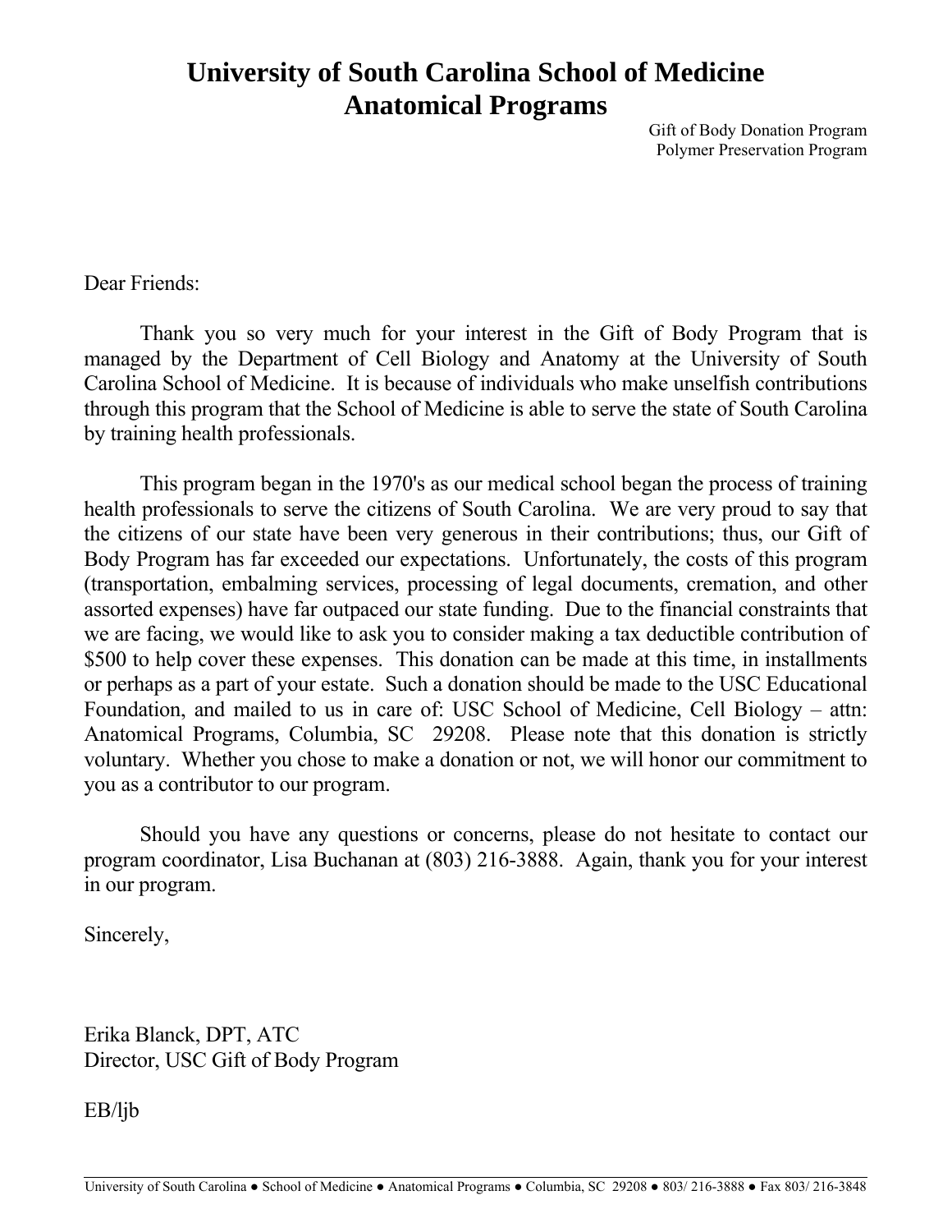# University of South Carolina School of Medicine
# Anatomical Programs

Gift of Body Donation Program
Polymer Preservation Program

Dear Friends:

Thank you so very much for your interest in the Gift of Body Program that is managed by the Department of Cell Biology and Anatomy at the University of South Carolina School of Medicine. It is because of individuals who make unselfish contributions through this program that the School of Medicine is able to serve the state of South Carolina by training health professionals.

This program began in the 1970's as our medical school began the process of training health professionals to serve the citizens of South Carolina. We are very proud to say that the citizens of our state have been very generous in their contributions; thus, our Gift of Body Program has far exceeded our expectations. Unfortunately, the costs of this program (transportation, embalming services, processing of legal documents, cremation, and other assorted expenses) have far outpaced our state funding. Due to the financial constraints that we are facing, we would like to ask you to consider making a tax deductible contribution of $500 to help cover these expenses. This donation can be made at this time, in installments or perhaps as a part of your estate. Such a donation should be made to the USC Educational Foundation, and mailed to us in care of: USC School of Medicine, Cell Biology – attn: Anatomical Programs, Columbia, SC 29208. Please note that this donation is strictly voluntary. Whether you chose to make a donation or not, we will honor our commitment to you as a contributor to our program.

Should you have any questions or concerns, please do not hesitate to contact our program coordinator, Lisa Buchanan at (803) 216-3888. Again, thank you for your interest in our program.

Sincerely,

Erika Blanck, DPT, ATC
Director, USC Gift of Body Program

EB/ljb

University of South Carolina ● School of Medicine ● Anatomical Programs ● Columbia, SC 29208 ● 803/ 216-3888 ● Fax 803/ 216-3848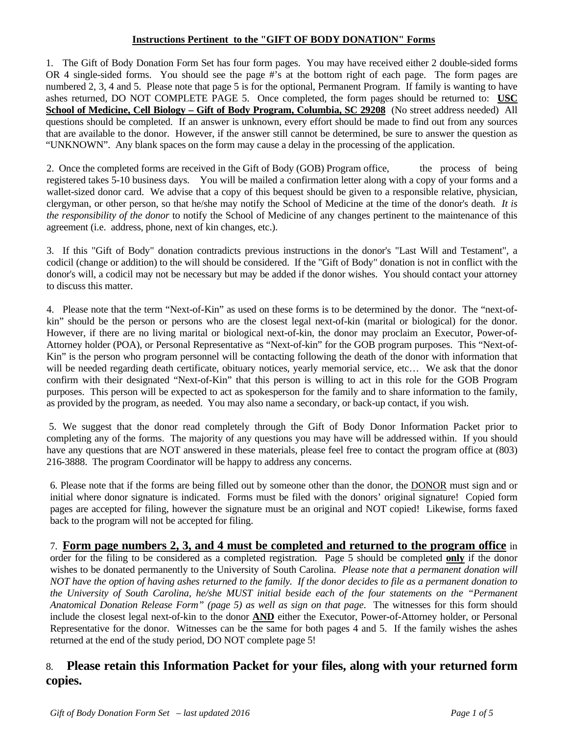## **Instructions Pertinent to the "GIFT OF BODY DONATION" Forms**

1. The Gift of Body Donation Form Set has four form pages. You may have received either 2 double-sided forms OR 4 single-sided forms. You should see the page #'s at the bottom right of each page. The form pages are numbered 2, 3, 4 and 5. Please note that page 5 is for the optional, Permanent Program. If family is wanting to have ashes returned, DO NOT COMPLETE PAGE 5. Once completed, the form pages should be returned to: **USC School of Medicine, Cell Biology – Gift of Body Program, Columbia, SC 29208** (No street address needed) All questions should be completed. If an answer is unknown, every effort should be made to find out from any sources that are available to the donor. However, if the answer still cannot be determined, be sure to answer the question as "UNKNOWN". Any blank spaces on the form may cause a delay in the processing of the application.

2. Once the completed forms are received in the Gift of Body (GOB) Program office, the process of being registered takes 5-10 business days. You will be mailed a confirmation letter along with a copy of your forms and a wallet-sized donor card. We advise that a copy of this bequest should be given to a responsible relative, physician, clergyman, or other person, so that he/she may notify the School of Medicine at the time of the donor's death. *It is the responsibility of the donor* to notify the School of Medicine of any changes pertinent to the maintenance of this agreement (i.e. address, phone, next of kin changes, etc.).

3. If this "Gift of Body" donation contradicts previous instructions in the donor's "Last Will and Testament", a codicil (change or addition) to the will should be considered. If the "Gift of Body" donation is not in conflict with the donor's will, a codicil may not be necessary but may be added if the donor wishes. You should contact your attorney to discuss this matter.

4. Please note that the term "Next-of-Kin" as used on these forms is to be determined by the donor. The "next-of-kin" should be the person or persons who are the closest legal next-of-kin (marital or biological) for the donor. However, if there are no living marital or biological next-of-kin, the donor may proclaim an Executor, Power-of-Attorney holder (POA), or Personal Representative as "Next-of-kin" for the GOB program purposes. This "Next-of-Kin" is the person who program personnel will be contacting following the death of the donor with information that will be needed regarding death certificate, obituary notices, yearly memorial service, etc… We ask that the donor confirm with their designated "Next-of-Kin" that this person is willing to act in this role for the GOB Program purposes. This person will be expected to act as spokesperson for the family and to share information to the family, as provided by the program, as needed. You may also name a secondary, or back-up contact, if you wish.

5. We suggest that the donor read completely through the Gift of Body Donor Information Packet prior to completing any of the forms. The majority of any questions you may have will be addressed within. If you should have any questions that are NOT answered in these materials, please feel free to contact the program office at (803) 216-3888. The program Coordinator will be happy to address any concerns.

6. Please note that if the forms are being filled out by someone other than the donor, the DONOR must sign and or initial where donor signature is indicated. Forms must be filed with the donors' original signature! Copied form pages are accepted for filing, however the signature must be an original and NOT copied! Likewise, forms faxed back to the program will not be accepted for filing.

7. **Form page numbers 2, 3, and 4 must be completed and returned to the program office** in order for the filing to be considered as a completed registration. Page 5 should be completed **only** if the donor wishes to be donated permanently to the University of South Carolina. *Please note that a permanent donation will NOT have the option of having ashes returned to the family. If the donor decides to file as a permanent donation to the University of South Carolina, he/she MUST initial beside each of the four statements on the "Permanent Anatomical Donation Release Form" (page 5) as well as sign on that page*. The witnesses for this form should include the closest legal next-of-kin to the donor **AND** either the Executor, Power-of-Attorney holder, or Personal Representative for the donor. Witnesses can be the same for both pages 4 and 5. If the family wishes the ashes returned at the end of the study period, DO NOT complete page 5!

8. **Please retain this Information Packet for your files, along with your returned form copies.**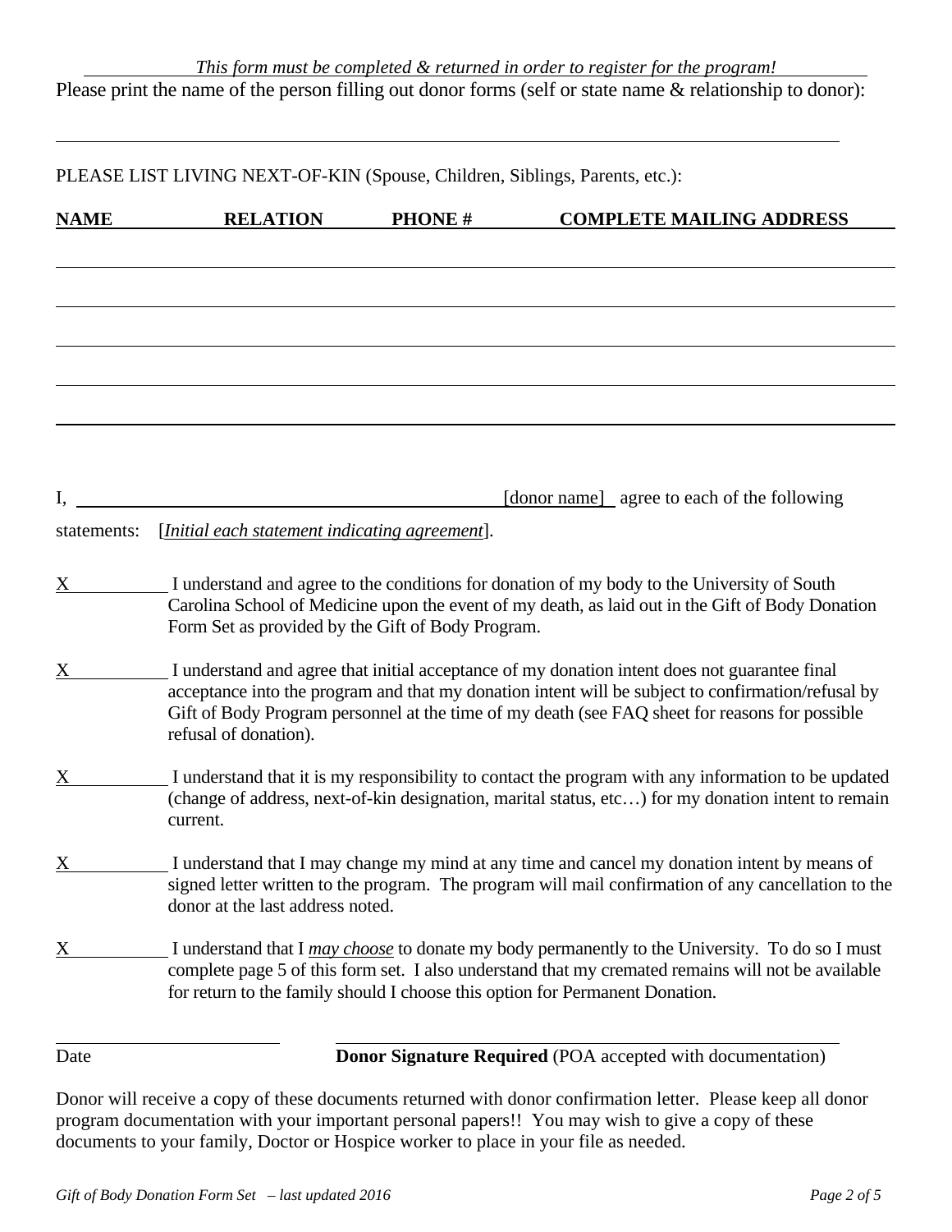*This form must be completed & returned in order to register for the program!*

Please print the name of the person filling out donor forms (self or state name & relationship to donor):

_______________________________________________________________________________

PLEASE LIST LIVING NEXT-OF-KIN (Spouse, Children, Siblings, Parents, etc.):

| NAME | RELATION | PHONE # | COMPLETE MAILING ADDRESS |
|---|---|---|---|
| | | | |
| | | | |
| | | | |
| | | | |
| | | | |

I, ______________________________________ [donor name] agree to each of the following statements: [*Initial each statement indicating agreement*].

X__________ I understand and agree to the conditions for donation of my body to the University of South Carolina School of Medicine upon the event of my death, as laid out in the Gift of Body Donation Form Set as provided by the Gift of Body Program.

X__________ I understand and agree that initial acceptance of my donation intent does not guarantee final acceptance into the program and that my donation intent will be subject to confirmation/refusal by Gift of Body Program personnel at the time of my death (see FAQ sheet for reasons for possible refusal of donation).

X__________ I understand that it is my responsibility to contact the program with any information to be updated (change of address, next-of-kin designation, marital status, etc…) for my donation intent to remain current.

X__________ I understand that I may change my mind at any time and cancel my donation intent by means of signed letter written to the program. The program will mail confirmation of any cancellation to the donor at the last address noted.

X__________ I understand that I *may choose* to donate my body permanently to the University. To do so I must complete page 5 of this form set. I also understand that my cremated remains will not be available for return to the family should I choose this option for Permanent Donation.

_______________________ ______________________________________________

Date **Donor Signature Required** (POA accepted with documentation)

Donor will receive a copy of these documents returned with donor confirmation letter. Please keep all donor program documentation with your important personal papers!! You may wish to give a copy of these documents to your family, Doctor or Hospice worker to place in your file as needed.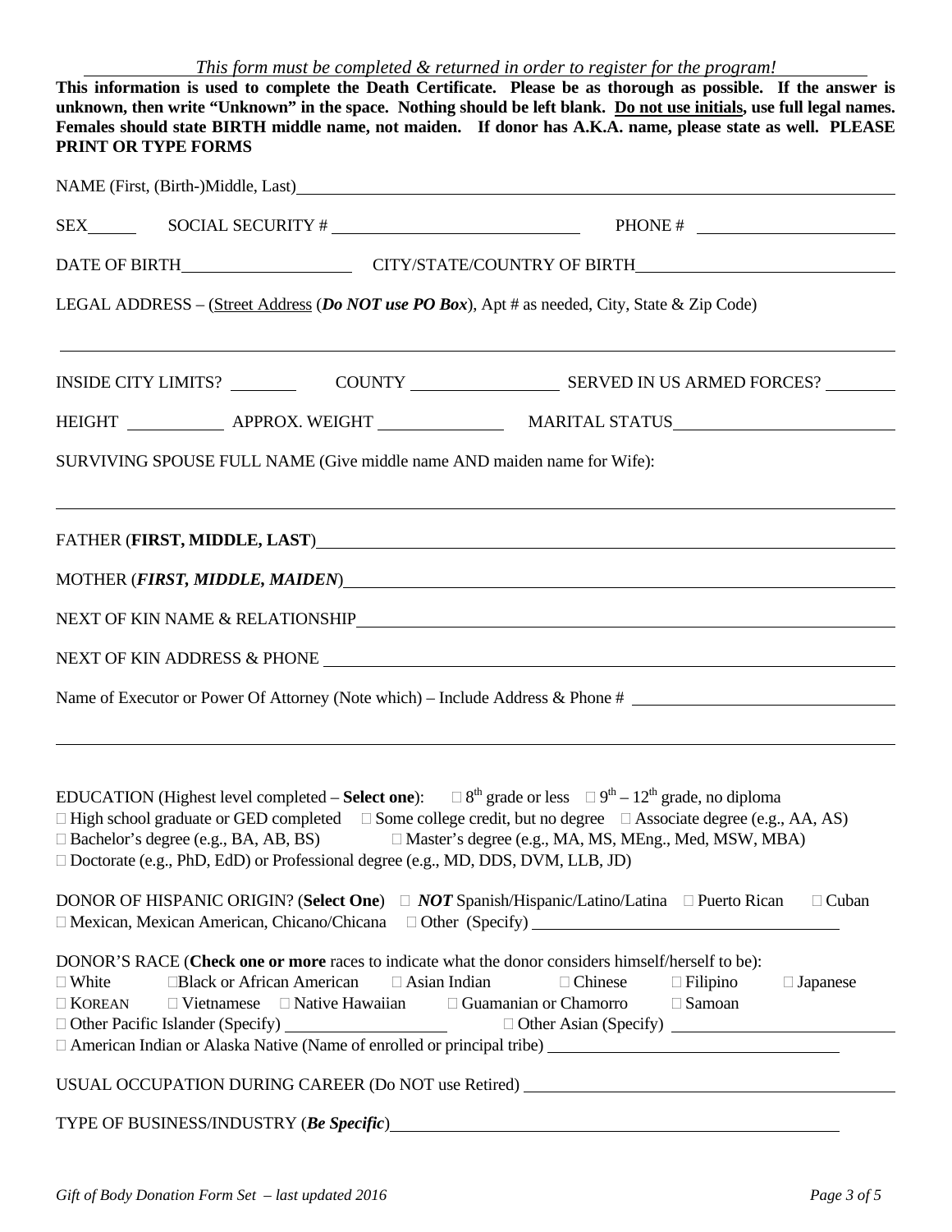*This form must be completed & returned in order to register for the program!*

**This information is used to complete the Death Certificate. Please be as thorough as possible. If the answer is unknown, then write "Unknown" in the space. Nothing should be left blank. Do not use initials, use full legal names. Females should state BIRTH middle name, not maiden. If donor has A.K.A. name, please state as well. PLEASE PRINT OR TYPE FORMS**

NAME (First, (Birth-)Middle, Last) ____________________

SEX ______ SOCIAL SECURITY # ____________________ PHONE # ____________________

DATE OF BIRTH ____________________ CITY/STATE/COUNTRY OF BIRTH ____________________

LEGAL ADDRESS – (Street Address (***Do NOT use PO Box***), Apt # as needed, City, State & Zip Code)

____________________

INSIDE CITY LIMITS? ________ COUNTY ____________ SERVED IN US ARMED FORCES? ________

HEIGHT ________ APPROX. WEIGHT ________ MARITAL STATUS ____________________

SURVIVING SPOUSE FULL NAME (Give middle name AND maiden name for Wife):

____________________

FATHER (**FIRST, MIDDLE, LAST**) ____________________

MOTHER (***FIRST, MIDDLE, MAIDEN***) ____________________

NEXT OF KIN NAME & RELATIONSHIP ____________________

NEXT OF KIN ADDRESS & PHONE ____________________

Name of Executor or Power Of Attorney (Note which) – Include Address & Phone # ____________________

____________________

EDUCATION (Highest level completed – **Select one**): ☐ 8th grade or less ☐ 9th – 12th grade, no diploma
☐ High school graduate or GED completed ☐ Some college credit, but no degree ☐ Associate degree (e.g., AA, AS)
☐ Bachelor's degree (e.g., BA, AB, BS) ☐ Master's degree (e.g., MA, MS, MEng., Med, MSW, MBA)
☐ Doctorate (e.g., PhD, EdD) or Professional degree (e.g., MD, DDS, DVM, LLB, JD)

DONOR OF HISPANIC ORIGIN? (**Select One**) ☐ ***NOT*** Spanish/Hispanic/Latino/Latina ☐ Puerto Rican ☐ Cuban
☐ Mexican, Mexican American, Chicano/Chicana ☐ Other (Specify) ____________________

DONOR'S RACE (**Check one or more** races to indicate what the donor considers himself/herself to be):
☐ White ☐ Black or African American ☐ Asian Indian ☐ Chinese ☐ Filipino ☐ Japanese
☐ Korean ☐ Vietnamese ☐ Native Hawaiian ☐ Guamanian or Chamorro ☐ Samoan
☐ Other Pacific Islander (Specify) ____________ ☐ Other Asian (Specify) ____________
☐ American Indian or Alaska Native (Name of enrolled or principal tribe) ____________________

USUAL OCCUPATION DURING CAREER (Do NOT use Retired) ____________________

TYPE OF BUSINESS/INDUSTRY (***Be Specific***) ____________________

*Gift of Body Donation Form Set – last updated 2016*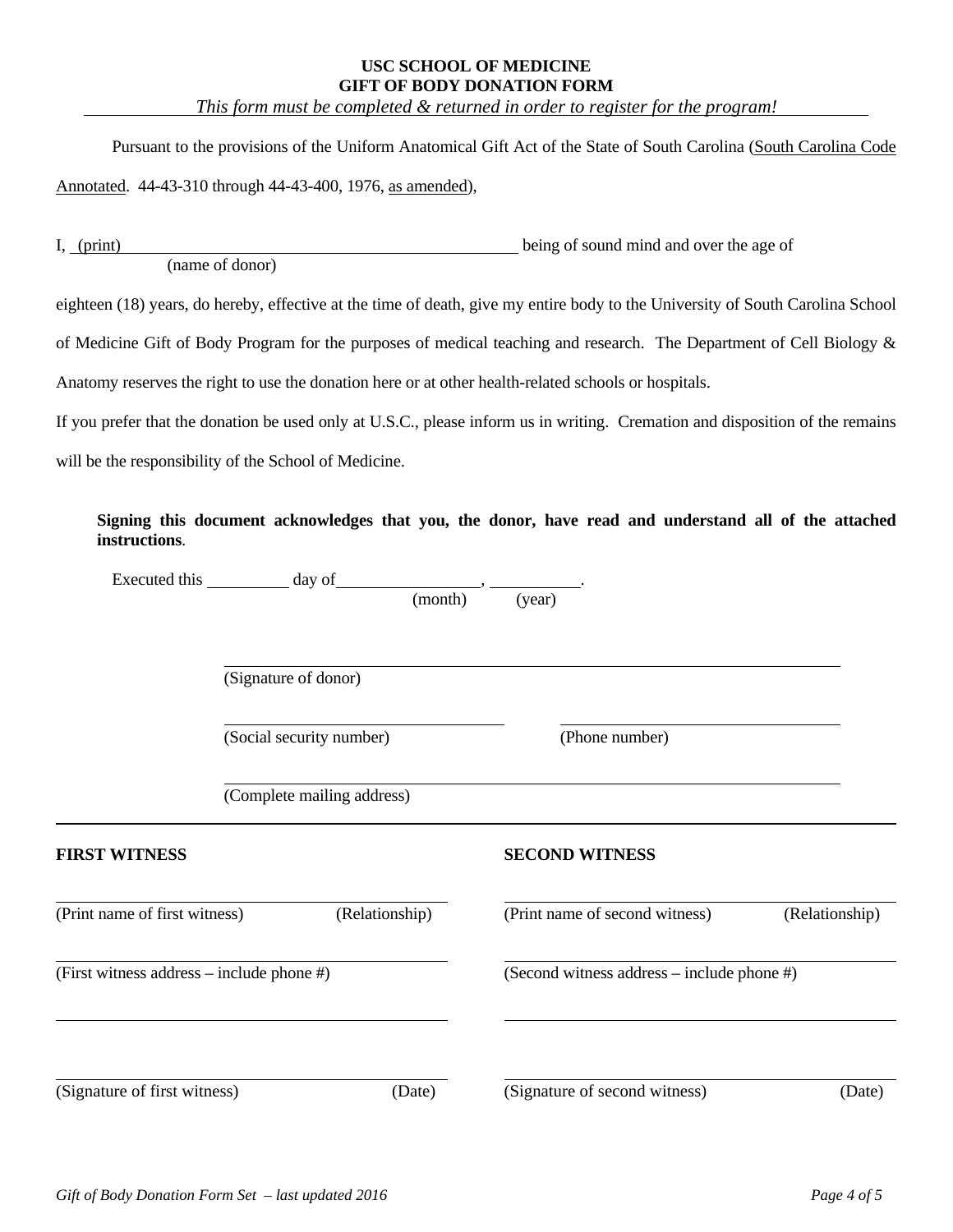# USC SCHOOL OF MEDICINE
## GIFT OF BODY DONATION FORM

*This form must be completed & returned in order to register for the program!*

Pursuant to the provisions of the Uniform Anatomical Gift Act of the State of South Carolina (South Carolina Code Annotated. 44-43-310 through 44-43-400, 1976, as amended),

I, (print) ______________________________ being of sound mind and over the age of
(name of donor)

eighteen (18) years, do hereby, effective at the time of death, give my entire body to the University of South Carolina School of Medicine Gift of Body Program for the purposes of medical teaching and research. The Department of Cell Biology & Anatomy reserves the right to use the donation here or at other health-related schools or hospitals.

If you prefer that the donation be used only at U.S.C., please inform us in writing. Cremation and disposition of the remains will be the responsibility of the School of Medicine.

**Signing this document acknowledges that you, the donor, have read and understand all of the attached instructions**.

Executed this ________ day of ______________, __________.
(month) (year)

______________________________
(Signature of donor)

______________________________ ______________________________
(Social security number) (Phone number)

______________________________
(Complete mailing address)

---

**FIRST WITNESS**

______________________________
(Print name of first witness) (Relationship)

______________________________
(First witness address – include phone #)

______________________________

______________________________
(Signature of first witness) (Date)

**SECOND WITNESS**

______________________________
(Print name of second witness) (Relationship)

______________________________
(Second witness address – include phone #)

______________________________

______________________________
(Signature of second witness) (Date)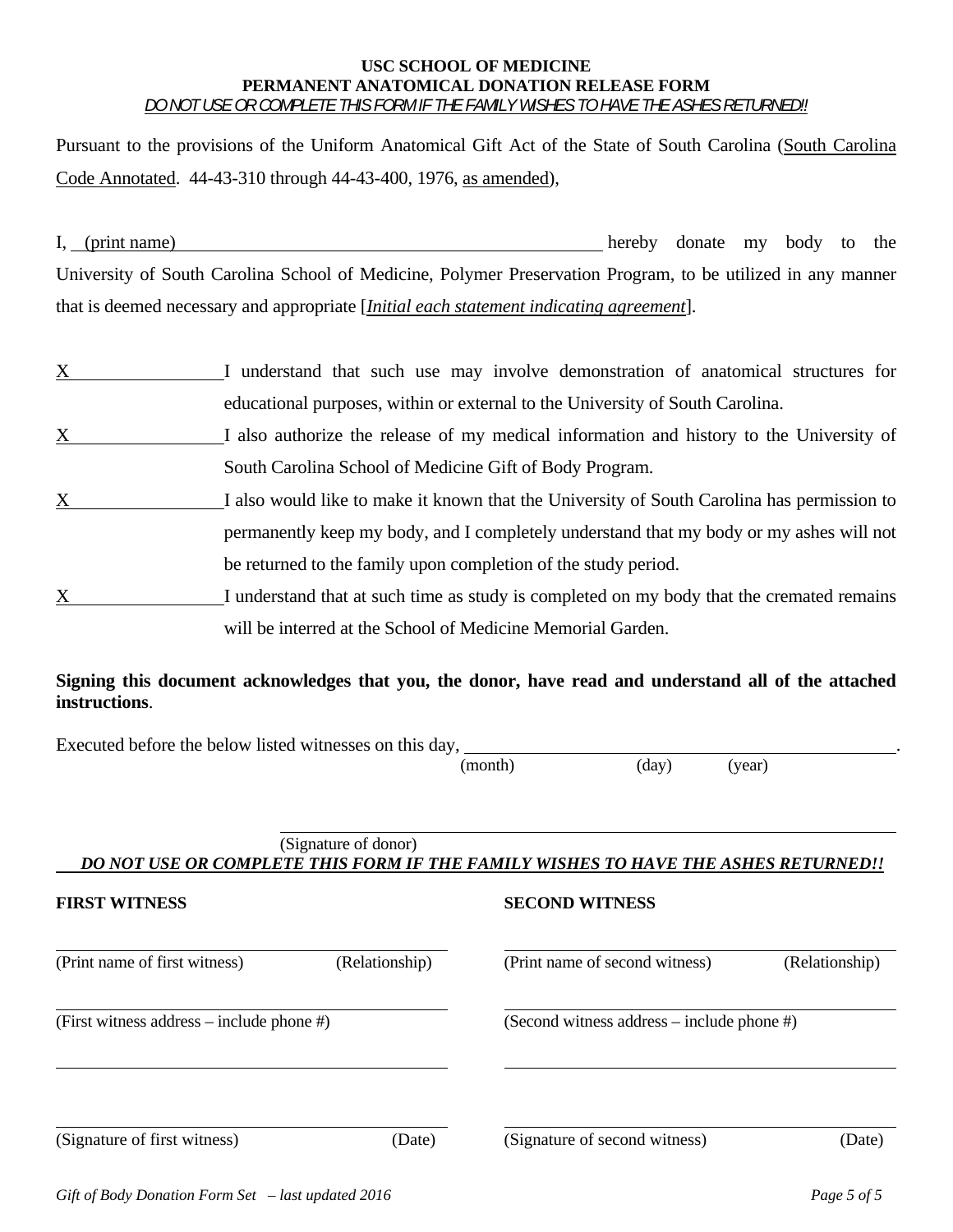**USC SCHOOL OF MEDICINE**
**PERMANENT ANATOMICAL DONATION RELEASE FORM**
*DO NOT USE OR COMPLETE THIS FORM IF THE FAMILY WISHES TO HAVE THE ASHES RETURNED!!*

Pursuant to the provisions of the Uniform Anatomical Gift Act of the State of South Carolina (South Carolina Code Annotated. 44-43-310 through 44-43-400, 1976, as amended),

I, (print name) ________________________________________ hereby donate my body to the University of South Carolina School of Medicine, Polymer Preservation Program, to be utilized in any manner that is deemed necessary and appropriate [*Initial each statement indicating agreement*].

X________________ I understand that such use may involve demonstration of anatomical structures for educational purposes, within or external to the University of South Carolina.

X________________ I also authorize the release of my medical information and history to the University of South Carolina School of Medicine Gift of Body Program.

X________________ I also would like to make it known that the University of South Carolina has permission to permanently keep my body, and I completely understand that my body or my ashes will not be returned to the family upon completion of the study period.

X________________ I understand that at such time as study is completed on my body that the cremated remains will be interred at the School of Medicine Memorial Garden.

**Signing this document acknowledges that you, the donor, have read and understand all of the attached instructions**.

Executed before the below listed witnesses on this day, ________________________________________.
(month) (day) (year)

________________________________________
(Signature of donor)

***DO NOT USE OR COMPLETE THIS FORM IF THE FAMILY WISHES TO HAVE THE ASHES RETURNED!!***

**FIRST WITNESS**

________________________________________
(Print name of first witness) (Relationship)

________________________________________
(First witness address – include phone #)

________________________________________

________________________________________
(Signature of first witness) (Date)

**SECOND WITNESS**

________________________________________
(Print name of second witness) (Relationship)

________________________________________
(Second witness address – include phone #)

________________________________________

________________________________________
(Signature of second witness) (Date)

*Gift of Body Donation Form Set – last updated 2016*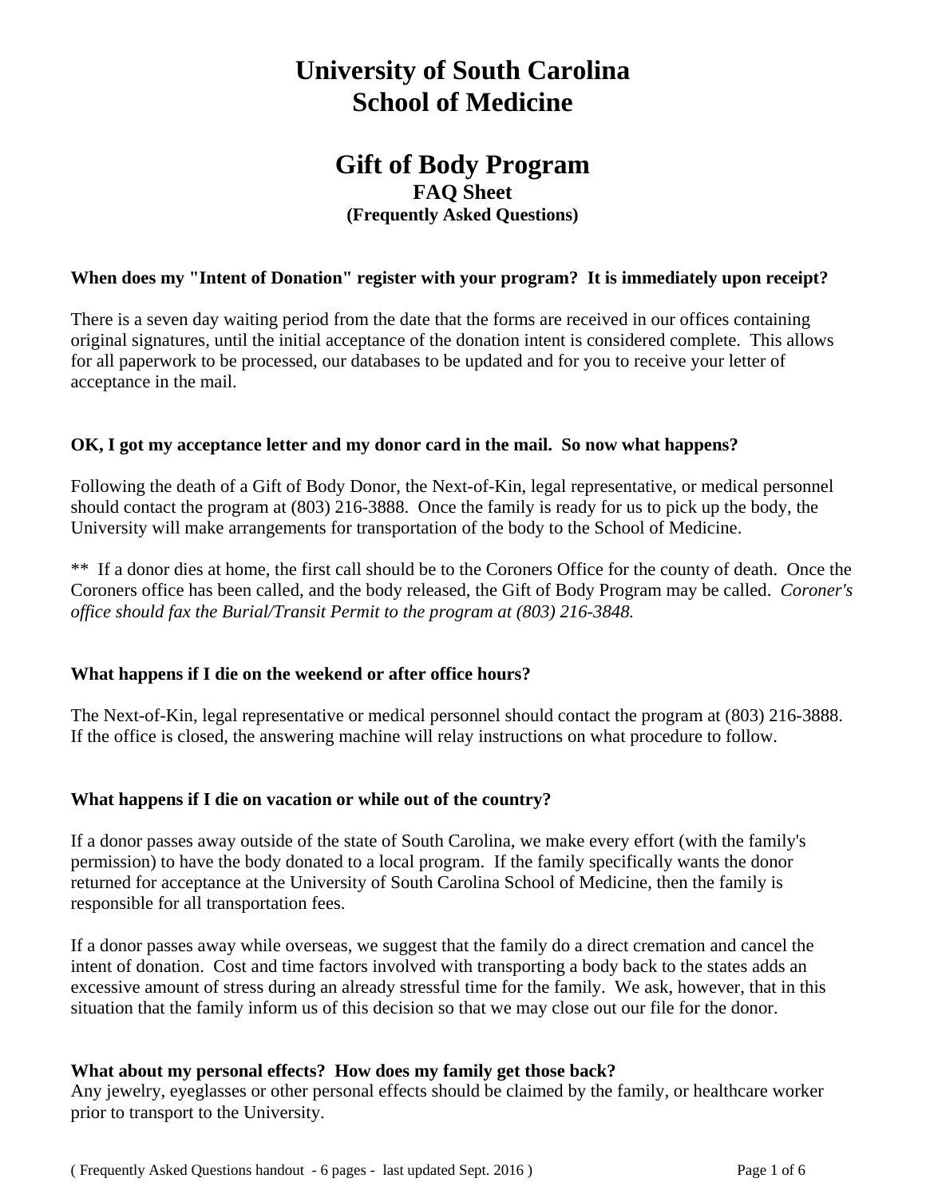# University of South Carolina
# School of Medicine

## Gift of Body Program

### FAQ Sheet

### (Frequently Asked Questions)

**When does my "Intent of Donation" register with your program? It is immediately upon receipt?**

There is a seven day waiting period from the date that the forms are received in our offices containing original signatures, until the initial acceptance of the donation intent is considered complete. This allows for all paperwork to be processed, our databases to be updated and for you to receive your letter of acceptance in the mail.

**OK, I got my acceptance letter and my donor card in the mail. So now what happens?**

Following the death of a Gift of Body Donor, the Next-of-Kin, legal representative, or medical personnel should contact the program at (803) 216-3888. Once the family is ready for us to pick up the body, the University will make arrangements for transportation of the body to the School of Medicine.

** If a donor dies at home, the first call should be to the Coroners Office for the county of death. Once the Coroners office has been called, and the body released, the Gift of Body Program may be called. *Coroner's office should fax the Burial/Transit Permit to the program at (803) 216-3848.*

**What happens if I die on the weekend or after office hours?**

The Next-of-Kin, legal representative or medical personnel should contact the program at (803) 216-3888. If the office is closed, the answering machine will relay instructions on what procedure to follow.

**What happens if I die on vacation or while out of the country?**

If a donor passes away outside of the state of South Carolina, we make every effort (with the family's permission) to have the body donated to a local program. If the family specifically wants the donor returned for acceptance at the University of South Carolina School of Medicine, then the family is responsible for all transportation fees.

If a donor passes away while overseas, we suggest that the family do a direct cremation and cancel the intent of donation. Cost and time factors involved with transporting a body back to the states adds an excessive amount of stress during an already stressful time for the family. We ask, however, that in this situation that the family inform us of this decision so that we may close out our file for the donor.

**What about my personal effects? How does my family get those back?**

Any jewelry, eyeglasses or other personal effects should be claimed by the family, or healthcare worker prior to transport to the University.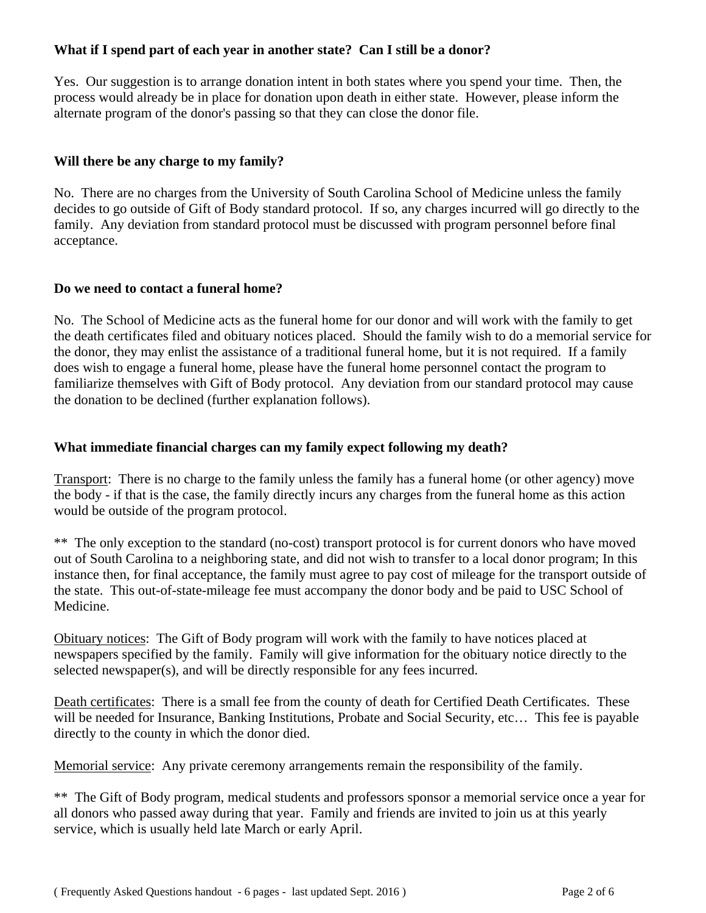**What if I spend part of each year in another state? Can I still be a donor?**

Yes. Our suggestion is to arrange donation intent in both states where you spend your time. Then, the process would already be in place for donation upon death in either state. However, please inform the alternate program of the donor's passing so that they can close the donor file.

**Will there be any charge to my family?**

No. There are no charges from the University of South Carolina School of Medicine unless the family decides to go outside of Gift of Body standard protocol. If so, any charges incurred will go directly to the family. Any deviation from standard protocol must be discussed with program personnel before final acceptance.

**Do we need to contact a funeral home?**

No. The School of Medicine acts as the funeral home for our donor and will work with the family to get the death certificates filed and obituary notices placed. Should the family wish to do a memorial service for the donor, they may enlist the assistance of a traditional funeral home, but it is not required. If a family does wish to engage a funeral home, please have the funeral home personnel contact the program to familiarize themselves with Gift of Body protocol. Any deviation from our standard protocol may cause the donation to be declined (further explanation follows).

**What immediate financial charges can my family expect following my death?**

<u>Transport</u>: There is no charge to the family unless the family has a funeral home (or other agency) move the body - if that is the case, the family directly incurs any charges from the funeral home as this action would be outside of the program protocol.

** The only exception to the standard (no-cost) transport protocol is for current donors who have moved out of South Carolina to a neighboring state, and did not wish to transfer to a local donor program; In this instance then, for final acceptance, the family must agree to pay cost of mileage for the transport outside of the state. This out-of-state-mileage fee must accompany the donor body and be paid to USC School of Medicine.

<u>Obituary notices</u>: The Gift of Body program will work with the family to have notices placed at newspapers specified by the family. Family will give information for the obituary notice directly to the selected newspaper(s), and will be directly responsible for any fees incurred.

<u>Death certificates</u>: There is a small fee from the county of death for Certified Death Certificates. These will be needed for Insurance, Banking Institutions, Probate and Social Security, etc… This fee is payable directly to the county in which the donor died.

<u>Memorial service</u>: Any private ceremony arrangements remain the responsibility of the family.

** The Gift of Body program, medical students and professors sponsor a memorial service once a year for all donors who passed away during that year. Family and friends are invited to join us at this yearly service, which is usually held late March or early April.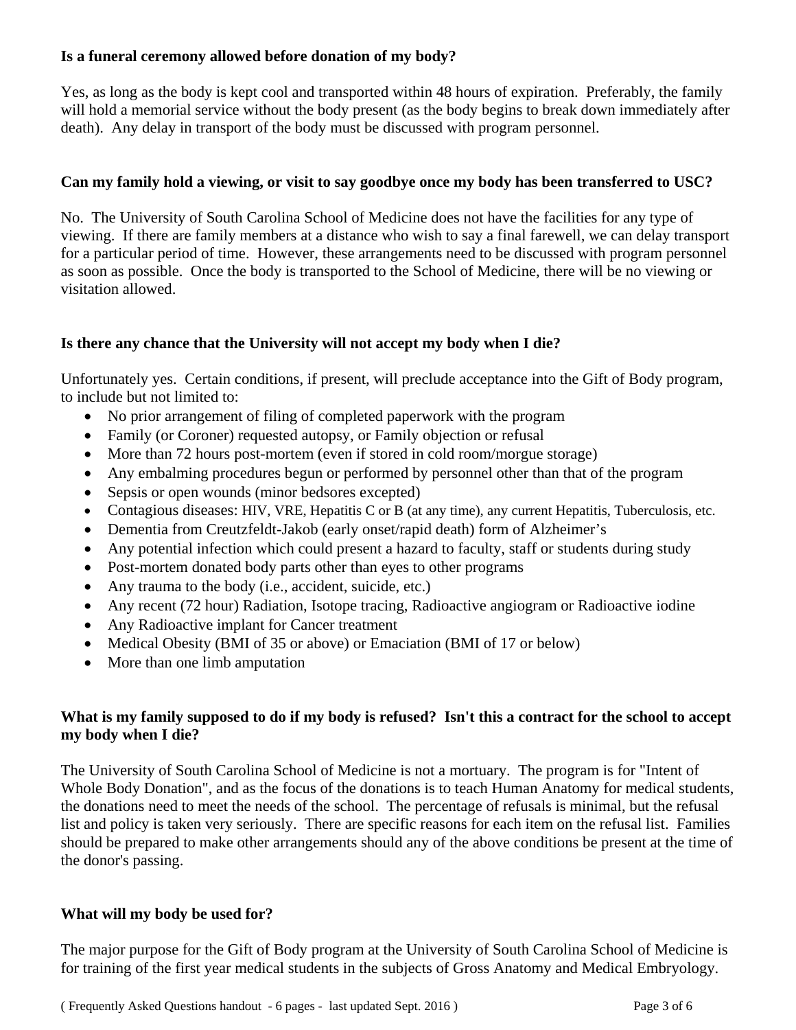**Is a funeral ceremony allowed before donation of my body?**

Yes, as long as the body is kept cool and transported within 48 hours of expiration. Preferably, the family will hold a memorial service without the body present (as the body begins to break down immediately after death). Any delay in transport of the body must be discussed with program personnel.

**Can my family hold a viewing, or visit to say goodbye once my body has been transferred to USC?**

No. The University of South Carolina School of Medicine does not have the facilities for any type of viewing. If there are family members at a distance who wish to say a final farewell, we can delay transport for a particular period of time. However, these arrangements need to be discussed with program personnel as soon as possible. Once the body is transported to the School of Medicine, there will be no viewing or visitation allowed.

**Is there any chance that the University will not accept my body when I die?**

Unfortunately yes. Certain conditions, if present, will preclude acceptance into the Gift of Body program, to include but not limited to:

- No prior arrangement of filing of completed paperwork with the program
- Family (or Coroner) requested autopsy, or Family objection or refusal
- More than 72 hours post-mortem (even if stored in cold room/morgue storage)
- Any embalming procedures begun or performed by personnel other than that of the program
- Sepsis or open wounds (minor bedsores excepted)
- Contagious diseases: HIV, VRE, Hepatitis C or B (at any time), any current Hepatitis, Tuberculosis, etc.
- Dementia from Creutzfeldt-Jakob (early onset/rapid death) form of Alzheimer's
- Any potential infection which could present a hazard to faculty, staff or students during study
- Post-mortem donated body parts other than eyes to other programs
- Any trauma to the body (i.e., accident, suicide, etc.)
- Any recent (72 hour) Radiation, Isotope tracing, Radioactive angiogram or Radioactive iodine
- Any Radioactive implant for Cancer treatment
- Medical Obesity (BMI of 35 or above) or Emaciation (BMI of 17 or below)
- More than one limb amputation

**What is my family supposed to do if my body is refused? Isn't this a contract for the school to accept my body when I die?**

The University of South Carolina School of Medicine is not a mortuary. The program is for "Intent of Whole Body Donation", and as the focus of the donations is to teach Human Anatomy for medical students, the donations need to meet the needs of the school. The percentage of refusals is minimal, but the refusal list and policy is taken very seriously. There are specific reasons for each item on the refusal list. Families should be prepared to make other arrangements should any of the above conditions be present at the time of the donor's passing.

**What will my body be used for?**

The major purpose for the Gift of Body program at the University of South Carolina School of Medicine is for training of the first year medical students in the subjects of Gross Anatomy and Medical Embryology.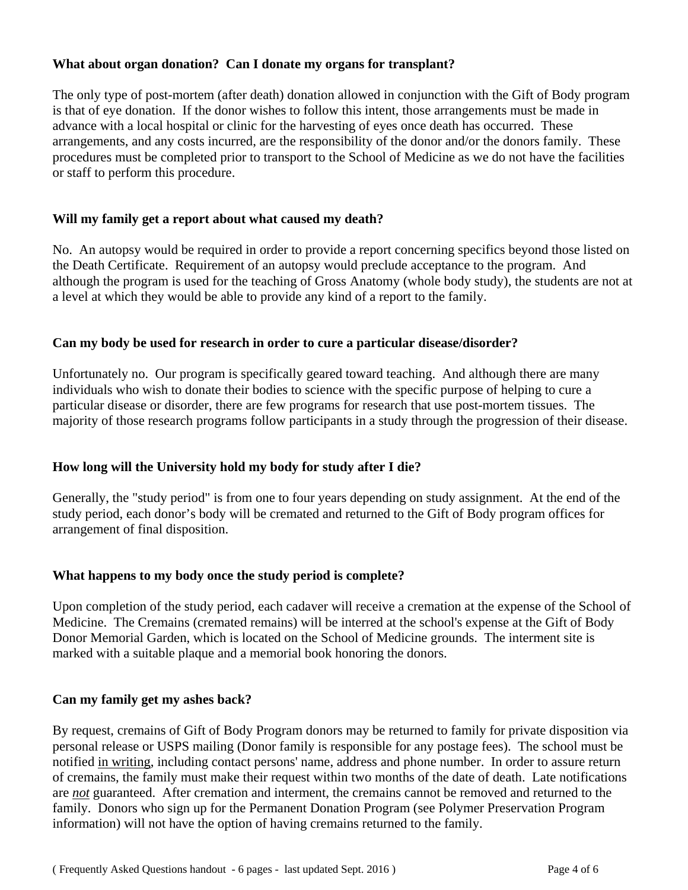**What about organ donation? Can I donate my organs for transplant?**

The only type of post-mortem (after death) donation allowed in conjunction with the Gift of Body program is that of eye donation. If the donor wishes to follow this intent, those arrangements must be made in advance with a local hospital or clinic for the harvesting of eyes once death has occurred. These arrangements, and any costs incurred, are the responsibility of the donor and/or the donors family. These procedures must be completed prior to transport to the School of Medicine as we do not have the facilities or staff to perform this procedure.

**Will my family get a report about what caused my death?**

No. An autopsy would be required in order to provide a report concerning specifics beyond those listed on the Death Certificate. Requirement of an autopsy would preclude acceptance to the program. And although the program is used for the teaching of Gross Anatomy (whole body study), the students are not at a level at which they would be able to provide any kind of a report to the family.

**Can my body be used for research in order to cure a particular disease/disorder?**

Unfortunately no. Our program is specifically geared toward teaching. And although there are many individuals who wish to donate their bodies to science with the specific purpose of helping to cure a particular disease or disorder, there are few programs for research that use post-mortem tissues. The majority of those research programs follow participants in a study through the progression of their disease.

**How long will the University hold my body for study after I die?**

Generally, the "study period" is from one to four years depending on study assignment. At the end of the study period, each donor's body will be cremated and returned to the Gift of Body program offices for arrangement of final disposition.

**What happens to my body once the study period is complete?**

Upon completion of the study period, each cadaver will receive a cremation at the expense of the School of Medicine. The Cremains (cremated remains) will be interred at the school's expense at the Gift of Body Donor Memorial Garden, which is located on the School of Medicine grounds. The interment site is marked with a suitable plaque and a memorial book honoring the donors.

**Can my family get my ashes back?**

By request, cremains of Gift of Body Program donors may be returned to family for private disposition via personal release or USPS mailing (Donor family is responsible for any postage fees). The school must be notified in writing, including contact persons' name, address and phone number. In order to assure return of cremains, the family must make their request within two months of the date of death. Late notifications are ***not*** guaranteed. After cremation and interment, the cremains cannot be removed and returned to the family. Donors who sign up for the Permanent Donation Program (see Polymer Preservation Program information) will not have the option of having cremains returned to the family.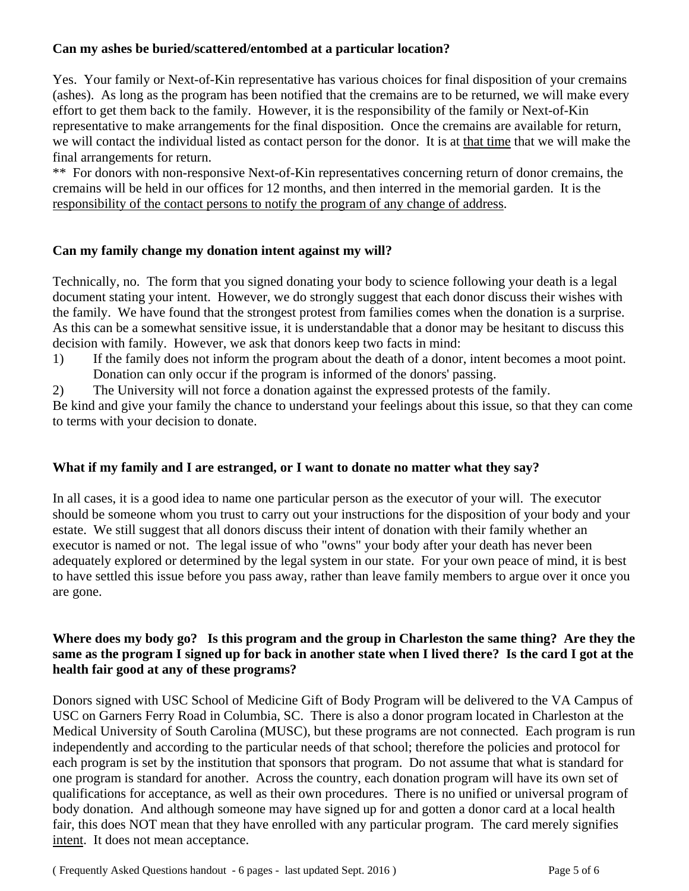**Can my ashes be buried/scattered/entombed at a particular location?**

Yes. Your family or Next-of-Kin representative has various choices for final disposition of your cremains (ashes). As long as the program has been notified that the cremains are to be returned, we will make every effort to get them back to the family. However, it is the responsibility of the family or Next-of-Kin representative to make arrangements for the final disposition. Once the cremains are available for return, we will contact the individual listed as contact person for the donor. It is at <u>that time</u> that we will make the final arrangements for return.

** For donors with non-responsive Next-of-Kin representatives concerning return of donor cremains, the cremains will be held in our offices for 12 months, and then interred in the memorial garden. It is the <u>responsibility of the contact persons to notify the program of any change of address</u>.

**Can my family change my donation intent against my will?**

Technically, no. The form that you signed donating your body to science following your death is a legal document stating your intent. However, we do strongly suggest that each donor discuss their wishes with the family. We have found that the strongest protest from families comes when the donation is a surprise. As this can be a somewhat sensitive issue, it is understandable that a donor may be hesitant to discuss this decision with family. However, we ask that donors keep two facts in mind:

1) If the family does not inform the program about the death of a donor, intent becomes a moot point. Donation can only occur if the program is informed of the donors' passing.
2) The University will not force a donation against the expressed protests of the family.

Be kind and give your family the chance to understand your feelings about this issue, so that they can come to terms with your decision to donate.

**What if my family and I are estranged, or I want to donate no matter what they say?**

In all cases, it is a good idea to name one particular person as the executor of your will. The executor should be someone whom you trust to carry out your instructions for the disposition of your body and your estate. We still suggest that all donors discuss their intent of donation with their family whether an executor is named or not. The legal issue of who "owns" your body after your death has never been adequately explored or determined by the legal system in our state. For your own peace of mind, it is best to have settled this issue before you pass away, rather than leave family members to argue over it once you are gone.

**Where does my body go? Is this program and the group in Charleston the same thing? Are they the same as the program I signed up for back in another state when I lived there? Is the card I got at the health fair good at any of these programs?**

Donors signed with USC School of Medicine Gift of Body Program will be delivered to the VA Campus of USC on Garners Ferry Road in Columbia, SC. There is also a donor program located in Charleston at the Medical University of South Carolina (MUSC), but these programs are not connected. Each program is run independently and according to the particular needs of that school; therefore the policies and protocol for each program is set by the institution that sponsors that program. Do not assume that what is standard for one program is standard for another. Across the country, each donation program will have its own set of qualifications for acceptance, as well as their own procedures. There is no unified or universal program of body donation. And although someone may have signed up for and gotten a donor card at a local health fair, this does NOT mean that they have enrolled with any particular program. The card merely signifies <u>intent</u>. It does not mean acceptance.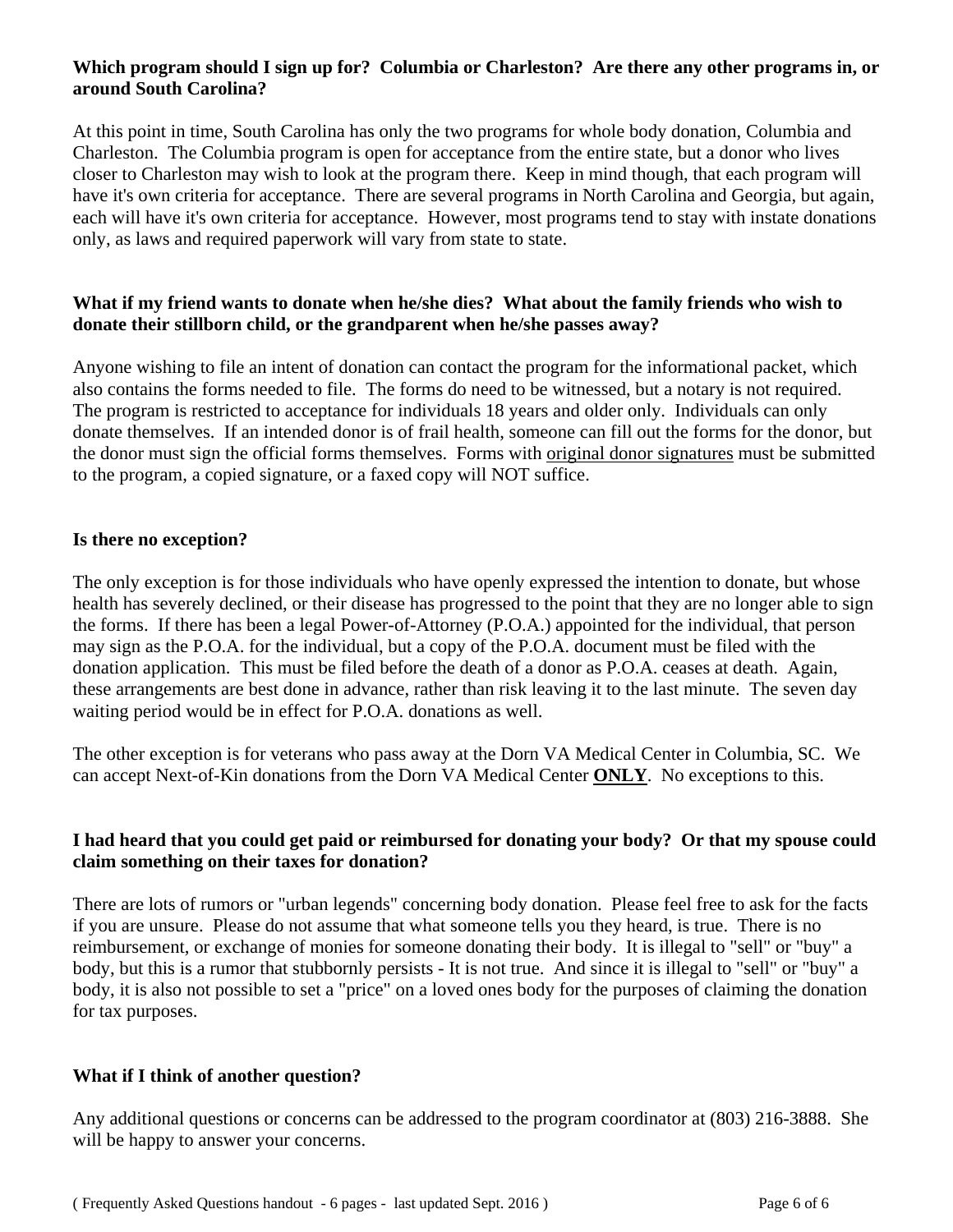**Which program should I sign up for? Columbia or Charleston? Are there any other programs in, or around South Carolina?**

At this point in time, South Carolina has only the two programs for whole body donation, Columbia and Charleston. The Columbia program is open for acceptance from the entire state, but a donor who lives closer to Charleston may wish to look at the program there. Keep in mind though, that each program will have it's own criteria for acceptance. There are several programs in North Carolina and Georgia, but again, each will have it's own criteria for acceptance. However, most programs tend to stay with instate donations only, as laws and required paperwork will vary from state to state.

**What if my friend wants to donate when he/she dies? What about the family friends who wish to donate their stillborn child, or the grandparent when he/she passes away?**

Anyone wishing to file an intent of donation can contact the program for the informational packet, which also contains the forms needed to file. The forms do need to be witnessed, but a notary is not required. The program is restricted to acceptance for individuals 18 years and older only. Individuals can only donate themselves. If an intended donor is of frail health, someone can fill out the forms for the donor, but the donor must sign the official forms themselves. Forms with <u>original donor signatures</u> must be submitted to the program, a copied signature, or a faxed copy will NOT suffice.

**Is there no exception?**

The only exception is for those individuals who have openly expressed the intention to donate, but whose health has severely declined, or their disease has progressed to the point that they are no longer able to sign the forms. If there has been a legal Power-of-Attorney (P.O.A.) appointed for the individual, that person may sign as the P.O.A. for the individual, but a copy of the P.O.A. document must be filed with the donation application. This must be filed before the death of a donor as P.O.A. ceases at death. Again, these arrangements are best done in advance, rather than risk leaving it to the last minute. The seven day waiting period would be in effect for P.O.A. donations as well.

The other exception is for veterans who pass away at the Dorn VA Medical Center in Columbia, SC. We can accept Next-of-Kin donations from the Dorn VA Medical Center **<u>ONLY</u>**. No exceptions to this.

**I had heard that you could get paid or reimbursed for donating your body? Or that my spouse could claim something on their taxes for donation?**

There are lots of rumors or "urban legends" concerning body donation. Please feel free to ask for the facts if you are unsure. Please do not assume that what someone tells you they heard, is true. There is no reimbursement, or exchange of monies for someone donating their body. It is illegal to "sell" or "buy" a body, but this is a rumor that stubbornly persists - It is not true. And since it is illegal to "sell" or "buy" a body, it is also not possible to set a "price" on a loved ones body for the purposes of claiming the donation for tax purposes.

**What if I think of another question?**

Any additional questions or concerns can be addressed to the program coordinator at (803) 216-3888. She will be happy to answer your concerns.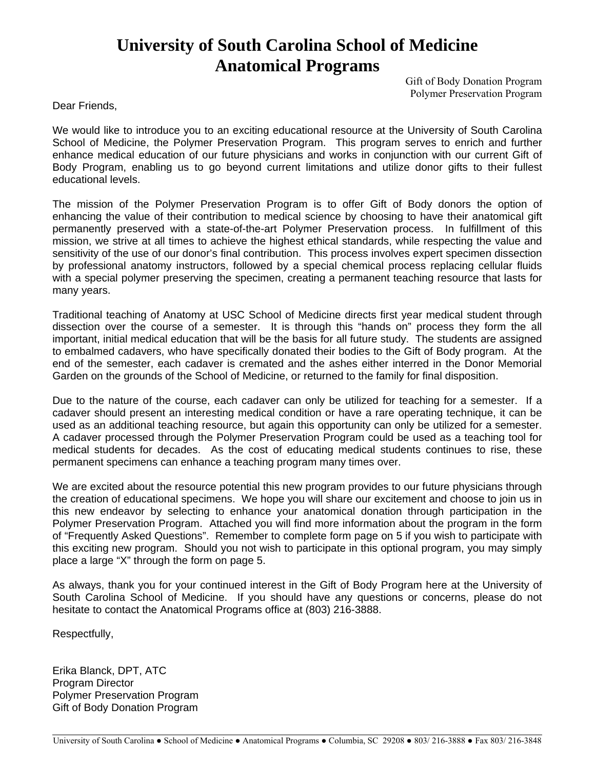# University of South Carolina School of Medicine
# Anatomical Programs

Gift of Body Donation Program
Polymer Preservation Program

Dear Friends,

We would like to introduce you to an exciting educational resource at the University of South Carolina School of Medicine, the Polymer Preservation Program. This program serves to enrich and further enhance medical education of our future physicians and works in conjunction with our current Gift of Body Program, enabling us to go beyond current limitations and utilize donor gifts to their fullest educational levels.

The mission of the Polymer Preservation Program is to offer Gift of Body donors the option of enhancing the value of their contribution to medical science by choosing to have their anatomical gift permanently preserved with a state-of-the-art Polymer Preservation process. In fulfillment of this mission, we strive at all times to achieve the highest ethical standards, while respecting the value and sensitivity of the use of our donor's final contribution. This process involves expert specimen dissection by professional anatomy instructors, followed by a special chemical process replacing cellular fluids with a special polymer preserving the specimen, creating a permanent teaching resource that lasts for many years.

Traditional teaching of Anatomy at USC School of Medicine directs first year medical student through dissection over the course of a semester. It is through this "hands on" process they form the all important, initial medical education that will be the basis for all future study. The students are assigned to embalmed cadavers, who have specifically donated their bodies to the Gift of Body program. At the end of the semester, each cadaver is cremated and the ashes either interred in the Donor Memorial Garden on the grounds of the School of Medicine, or returned to the family for final disposition.

Due to the nature of the course, each cadaver can only be utilized for teaching for a semester. If a cadaver should present an interesting medical condition or have a rare operating technique, it can be used as an additional teaching resource, but again this opportunity can only be utilized for a semester. A cadaver processed through the Polymer Preservation Program could be used as a teaching tool for medical students for decades. As the cost of educating medical students continues to rise, these permanent specimens can enhance a teaching program many times over.

We are excited about the resource potential this new program provides to our future physicians through the creation of educational specimens. We hope you will share our excitement and choose to join us in this new endeavor by selecting to enhance your anatomical donation through participation in the Polymer Preservation Program. Attached you will find more information about the program in the form of "Frequently Asked Questions". Remember to complete form page on 5 if you wish to participate with this exciting new program. Should you not wish to participate in this optional program, you may simply place a large "X" through the form on page 5.

As always, thank you for your continued interest in the Gift of Body Program here at the University of South Carolina School of Medicine. If you should have any questions or concerns, please do not hesitate to contact the Anatomical Programs office at (803) 216-3888.

Respectfully,

Erika Blanck, DPT, ATC
Program Director
Polymer Preservation Program
Gift of Body Donation Program

University of South Carolina ● School of Medicine ● Anatomical Programs ● Columbia, SC 29208 ● 803/ 216-3888 ● Fax 803/ 216-3848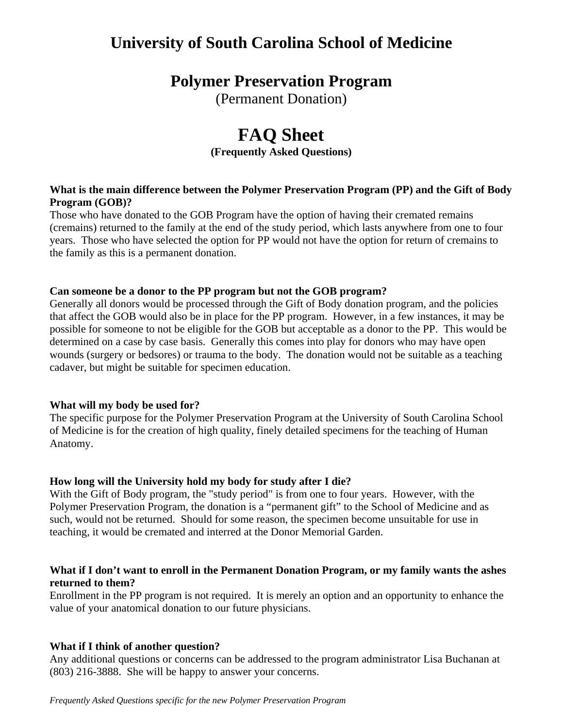# University of South Carolina School of Medicine

## Polymer Preservation Program

(Permanent Donation)

## FAQ Sheet

**(Frequently Asked Questions)**

**What is the main difference between the Polymer Preservation Program (PP) and the Gift of Body Program (GOB)?**

Those who have donated to the GOB Program have the option of having their cremated remains (cremains) returned to the family at the end of the study period, which lasts anywhere from one to four years. Those who have selected the option for PP would not have the option for return of cremains to the family as this is a permanent donation.

**Can someone be a donor to the PP program but not the GOB program?**

Generally all donors would be processed through the Gift of Body donation program, and the policies that affect the GOB would also be in place for the PP program. However, in a few instances, it may be possible for someone to not be eligible for the GOB but acceptable as a donor to the PP. This would be determined on a case by case basis. Generally this comes into play for donors who may have open wounds (surgery or bedsores) or trauma to the body. The donation would not be suitable as a teaching cadaver, but might be suitable for specimen education.

**What will my body be used for?**

The specific purpose for the Polymer Preservation Program at the University of South Carolina School of Medicine is for the creation of high quality, finely detailed specimens for the teaching of Human Anatomy.

**How long will the University hold my body for study after I die?**

With the Gift of Body program, the "study period" is from one to four years. However, with the Polymer Preservation Program, the donation is a "permanent gift" to the School of Medicine and as such, would not be returned. Should for some reason, the specimen become unsuitable for use in teaching, it would be cremated and interred at the Donor Memorial Garden.

**What if I don't want to enroll in the Permanent Donation Program, or my family wants the ashes returned to them?**

Enrollment in the PP program is not required. It is merely an option and an opportunity to enhance the value of your anatomical donation to our future physicians.

**What if I think of another question?**

Any additional questions or concerns can be addressed to the program administrator Lisa Buchanan at (803) 216-3888. She will be happy to answer your concerns.

*Frequently Asked Questions specific for the new Polymer Preservation Program*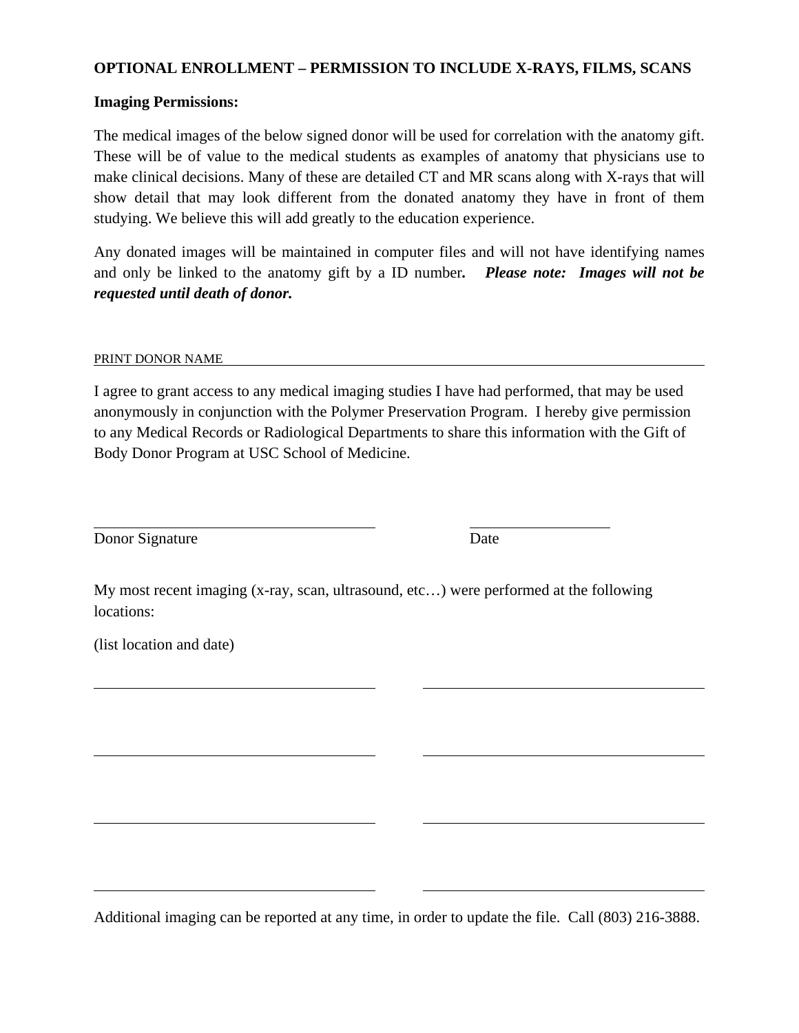**OPTIONAL ENROLLMENT – PERMISSION TO INCLUDE X-RAYS, FILMS, SCANS**

**Imaging Permissions:**

The medical images of the below signed donor will be used for correlation with the anatomy gift. These will be of value to the medical students as examples of anatomy that physicians use to make clinical decisions. Many of these are detailed CT and MR scans along with X-rays that will show detail that may look different from the donated anatomy they have in front of them studying. We believe this will add greatly to the education experience.

Any donated images will be maintained in computer files and will not have identifying names and only be linked to the anatomy gift by a ID number. ***Please note: Images will not be requested until death of donor.***

PRINT DONOR NAME \_\_\_\_\_\_\_\_\_\_\_\_\_\_\_\_\_\_\_\_\_\_\_\_\_\_\_\_\_\_\_\_\_\_\_\_\_\_\_\_

I agree to grant access to any medical imaging studies I have had performed, that may be used anonymously in conjunction with the Polymer Preservation Program. I hereby give permission to any Medical Records or Radiological Departments to share this information with the Gift of Body Donor Program at USC School of Medicine.

\_\_\_\_\_\_\_\_\_\_\_\_\_\_\_\_\_\_\_\_\_\_\_\_\_\_\_\_\_\_\_\_ \_\_\_\_\_\_\_\_\_\_\_\_\_\_\_\_
Donor Signature Date

My most recent imaging (x-ray, scan, ultrasound, etc…) were performed at the following locations:

(list location and date)

\_\_\_\_\_\_\_\_\_\_\_\_\_\_\_\_\_\_\_\_\_\_\_\_\_\_\_\_\_\_\_\_ \_\_\_\_\_\_\_\_\_\_\_\_\_\_\_\_\_\_\_\_\_\_\_\_\_\_\_\_\_\_\_\_

\_\_\_\_\_\_\_\_\_\_\_\_\_\_\_\_\_\_\_\_\_\_\_\_\_\_\_\_\_\_\_\_ \_\_\_\_\_\_\_\_\_\_\_\_\_\_\_\_\_\_\_\_\_\_\_\_\_\_\_\_\_\_\_\_

\_\_\_\_\_\_\_\_\_\_\_\_\_\_\_\_\_\_\_\_\_\_\_\_\_\_\_\_\_\_\_\_ \_\_\_\_\_\_\_\_\_\_\_\_\_\_\_\_\_\_\_\_\_\_\_\_\_\_\_\_\_\_\_\_

\_\_\_\_\_\_\_\_\_\_\_\_\_\_\_\_\_\_\_\_\_\_\_\_\_\_\_\_\_\_\_\_ \_\_\_\_\_\_\_\_\_\_\_\_\_\_\_\_\_\_\_\_\_\_\_\_\_\_\_\_\_\_\_\_

Additional imaging can be reported at any time, in order to update the file. Call (803) 216-3888.